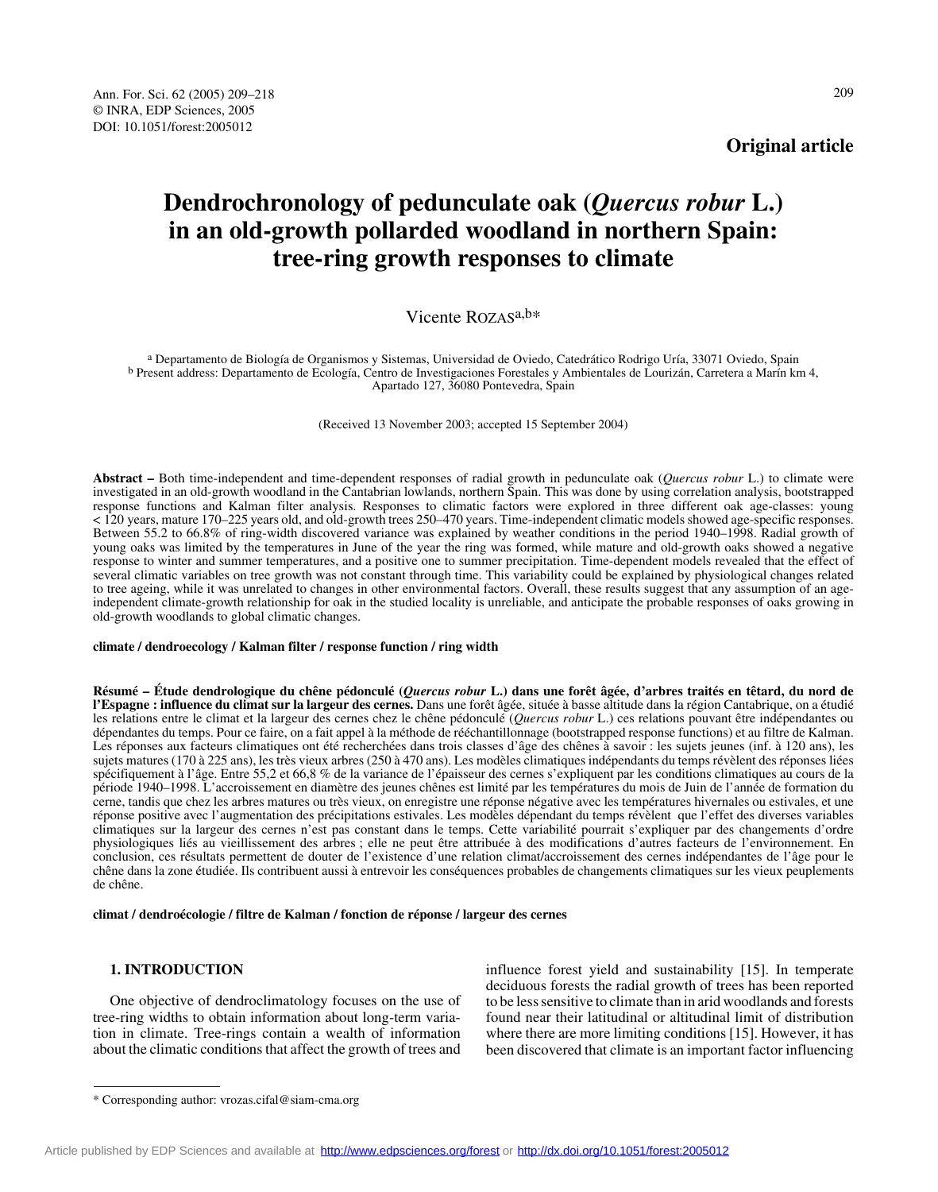Original article

# Dendrochronology of pedunculate oak (*Quercus robur* L.) in an old-growth pollarded woodland in northern Spain: tree-ring growth responses to climate

Vicente ROZAS[a,b]*

[a] Departamento de Biología de Organismos y Sistemas, Universidad de Oviedo, Catedrático Rodrigo Uría, 33071 Oviedo, Spain
[b] Present address: Departamento de Ecología, Centro de Investigaciones Forestales y Ambientales de Lourizán, Carretera a Marín km 4, Apartado 127, 36080 Pontevedra, Spain

(Received 13 November 2003; accepted 15 September 2004)

**Abstract –** Both time-independent and time-dependent responses of radial growth in pedunculate oak (*Quercus robur* L.) to climate were investigated in an old-growth woodland in the Cantabrian lowlands, northern Spain. This was done by using correlation analysis, bootstrapped response functions and Kalman filter analysis. Responses to climatic factors were explored in three different oak age-classes: young < 120 years, mature 170–225 years old, and old-growth trees 250–470 years. Time-independent climatic models showed age-specific responses. Between 55.2 to 66.8% of ring-width discovered variance was explained by weather conditions in the period 1940–1998. Radial growth of young oaks was limited by the temperatures in June of the year the ring was formed, while mature and old-growth oaks showed a negative response to winter and summer temperatures, and a positive one to summer precipitation. Time-dependent models revealed that the effect of several climatic variables on tree growth was not constant through time. This variability could be explained by physiological changes related to tree ageing, while it was unrelated to changes in other environmental factors. Overall, these results suggest that any assumption of an age-independent climate-growth relationship for oak in the studied locality is unreliable, and anticipate the probable responses of oaks growing in old-growth woodlands to global climatic changes.

**climate / dendroecology / Kalman filter / response function / ring width**

**Résumé – Étude dendrologique du chêne pédonculé (*Quercus robur* L.) dans une forêt âgée, d'arbres traités en têtard, du nord de l'Espagne : influence du climat sur la largeur des cernes.** Dans une forêt âgée, située à basse altitude dans la région Cantabrique, on a étudié les relations entre le climat et la largeur des cernes chez le chêne pédonculé (*Quercus robur* L.) ces relations pouvant être indépendantes ou dépendantes du temps. Pour ce faire, on a fait appel à la méthode de rééchantillonnage (bootstrapped response functions) et au filtre de Kalman. Les réponses aux facteurs climatiques ont été recherchées dans trois classes d'âge des chênes à savoir : les sujets jeunes (inf. à 120 ans), les sujets matures (170 à 225 ans), les très vieux arbres (250 à 470 ans). Les modèles climatiques indépendants du temps révèlent des réponses liées spécifiquement à l'âge. Entre 55,2 et 66,8 % de la variance de l'épaisseur des cernes s'expliquent par les conditions climatiques au cours de la période 1940–1998. L'accroissement en diamètre des jeunes chênes est limité par les températures du mois de Juin de l'année de formation du cerne, tandis que chez les arbres matures ou très vieux, on enregistre une réponse négative avec les températures hivernales ou estivales, et une réponse positive avec l'augmentation des précipitations estivales. Les modèles dépendant du temps révèlent que l'effet des diverses variables climatiques sur la largeur des cernes n'est pas constant dans le temps. Cette variabilité pourrait s'expliquer par des changements d'ordre physiologiques liés au vieillissement des arbres ; elle ne peut être attribuée à des modifications d'autres facteurs de l'environnement. En conclusion, ces résultats permettent de douter de l'existence d'une relation climat/accroissement des cernes indépendantes de l'âge pour le chêne dans la zone étudiée. Ils contribuent aussi à entrevoir les conséquences probables de changements climatiques sur les vieux peuplements de chêne.

**climat / dendroécologie / filtre de Kalman / fonction de réponse / largeur des cernes**

## 1. INTRODUCTION

One objective of dendroclimatology focuses on the use of tree-ring widths to obtain information about long-term variation in climate. Tree-rings contain a wealth of information about the climatic conditions that affect the growth of trees and influence forest yield and sustainability [15]. In temperate deciduous forests the radial growth of trees has been reported to be less sensitive to climate than in arid woodlands and forests found near their latitudinal or altitudinal limit of distribution where there are more limiting conditions [15]. However, it has been discovered that climate is an important factor influencing

* Corresponding author: vrozas.cifal@siam-cma.org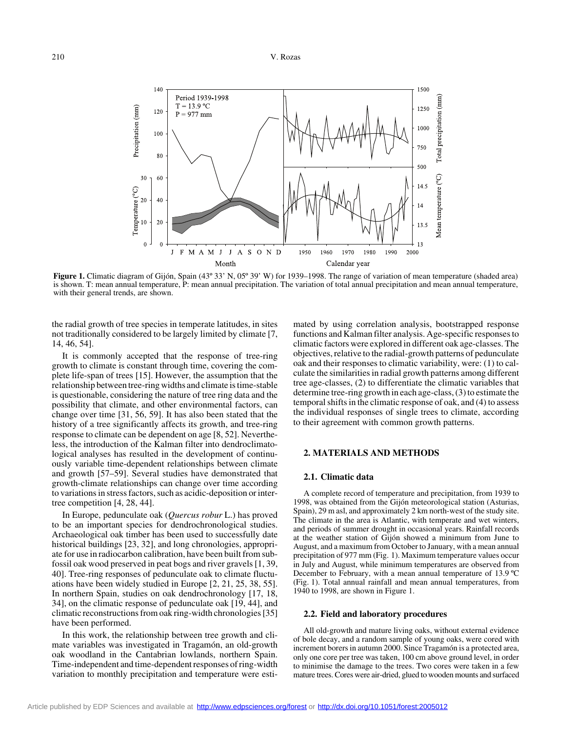Figure 1. Climatic diagram of Gijón, Spain (43º 33' N, 05º 39' W) for 1939–1998. The range of variation of mean temperature (shaded area) is shown. T: mean annual temperature, P: mean annual precipitation. The variation of total annual precipitation and mean annual temperature, with their general trends, are shown.

the radial growth of tree species in temperate latitudes, in sites not traditionally considered to be largely limited by climate [7, 14, 46, 54].

It is commonly accepted that the response of tree-ring growth to climate is constant through time, covering the complete life-span of trees [15]. However, the assumption that the relationship between tree-ring widths and climate is time-stable is questionable, considering the nature of tree ring data and the possibility that climate, and other environmental factors, can change over time [31, 56, 59]. It has also been stated that the history of a tree significantly affects its growth, and tree-ring response to climate can be dependent on age [8, 52]. Nevertheless, the introduction of the Kalman filter into dendroclimatological analyses has resulted in the development of continuously variable time-dependent relationships between climate and growth [57–59]. Several studies have demonstrated that growth-climate relationships can change over time according to variations in stress factors, such as acidic-deposition or inter-tree competition [4, 28, 44].

In Europe, pedunculate oak (*Quercus robur* L.) has proved to be an important species for dendrochronological studies. Archaeological oak timber has been used to successfully date historical buildings [23, 32], and long chronologies, appropriate for use in radiocarbon calibration, have been built from subfossil oak wood preserved in peat bogs and river gravels [1, 39, 40]. Tree-ring responses of pedunculate oak to climate fluctuations have been widely studied in Europe [2, 21, 25, 38, 55]. In northern Spain, studies on oak dendrochronology [17, 18, 34], on the climatic response of pedunculate oak [19, 44], and climatic reconstructions from oak ring-width chronologies [35] have been performed.

In this work, the relationship between tree growth and climate variables was investigated in Tragamón, an old-growth oak woodland in the Cantabrian lowlands, northern Spain. Time-independent and time-dependent responses of ring-width variation to monthly precipitation and temperature were estimated by using correlation analysis, bootstrapped response functions and Kalman filter analysis. Age-specific responses to climatic factors were explored in different oak age-classes. The objectives, relative to the radial-growth patterns of pedunculate oak and their responses to climatic variability, were: (1) to calculate the similarities in radial growth patterns among different tree age-classes, (2) to differentiate the climatic variables that determine tree-ring growth in each age-class, (3) to estimate the temporal shifts in the climatic response of oak, and (4) to assess the individual responses of single trees to climate, according to their agreement with common growth patterns.

## 2. MATERIALS AND METHODS

### 2.1. Climatic data

A complete record of temperature and precipitation, from 1939 to 1998, was obtained from the Gijón meteorological station (Asturias, Spain), 29 m asl, and approximately 2 km north-west of the study site. The climate in the area is Atlantic, with temperate and wet winters, and periods of summer drought in occasional years. Rainfall records at the weather station of Gijón showed a minimum from June to August, and a maximum from October to January, with a mean annual precipitation of 977 mm (Fig. 1). Maximum temperature values occur in July and August, while minimum temperatures are observed from December to February, with a mean annual temperature of 13.9 ºC (Fig. 1). Total annual rainfall and mean annual temperatures, from 1940 to 1998, are shown in Figure 1.

### 2.2. Field and laboratory procedures

All old-growth and mature living oaks, without external evidence of bole decay, and a random sample of young oaks, were cored with increment borers in autumn 2000. Since Tragamón is a protected area, only one core per tree was taken, 100 cm above ground level, in order to minimise the damage to the trees. Two cores were taken in a few mature trees. Cores were air-dried, glued to wooden mounts and surfaced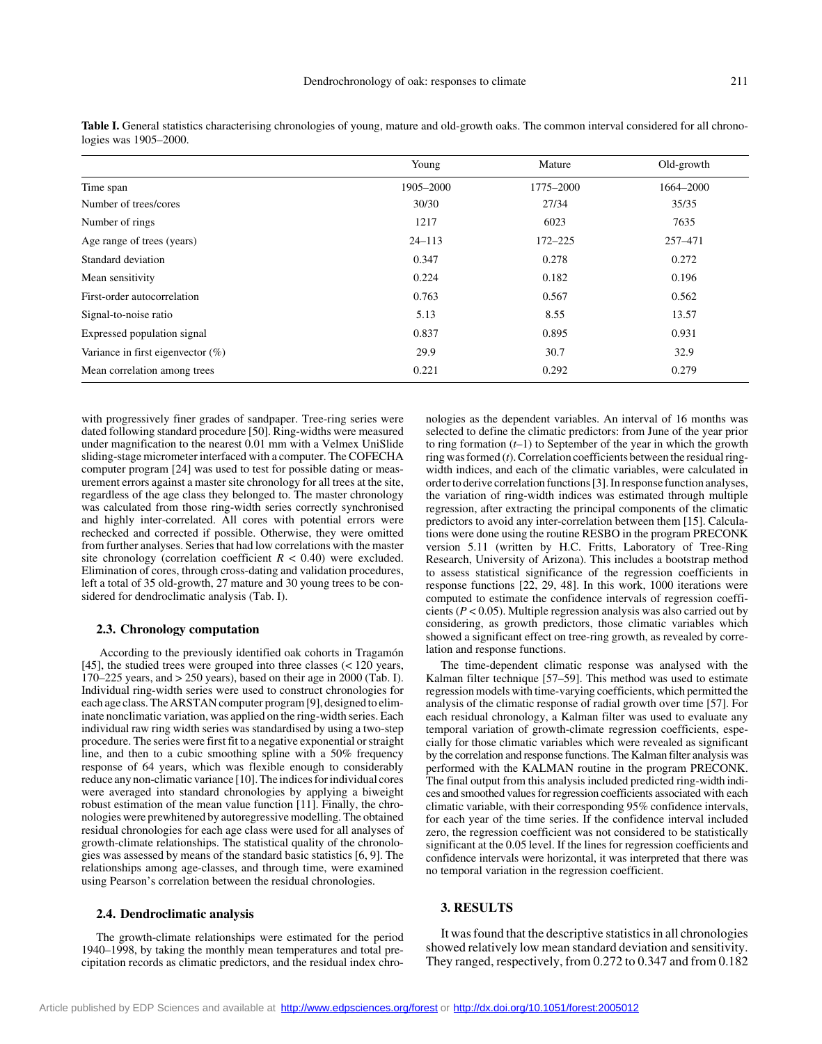**Table I.** General statistics characterising chronologies of young, mature and old-growth oaks. The common interval considered for all chronologies was 1905–2000.

| | Young | Mature | Old-growth |
|---|---|---|---|
| Time span | 1905–2000 | 1775–2000 | 1664–2000 |
| Number of trees/cores | 30/30 | 27/34 | 35/35 |
| Number of rings | 1217 | 6023 | 7635 |
| Age range of trees (years) | 24–113 | 172–225 | 257–471 |
| Standard deviation | 0.347 | 0.278 | 0.272 |
| Mean sensitivity | 0.224 | 0.182 | 0.196 |
| First-order autocorrelation | 0.763 | 0.567 | 0.562 |
| Signal-to-noise ratio | 5.13 | 8.55 | 13.57 |
| Expressed population signal | 0.837 | 0.895 | 0.931 |
| Variance in first eigenvector (%) | 29.9 | 30.7 | 32.9 |
| Mean correlation among trees | 0.221 | 0.292 | 0.279 |

with progressively finer grades of sandpaper. Tree-ring series were dated following standard procedure [50]. Ring-widths were measured under magnification to the nearest 0.01 mm with a Velmex UniSlide sliding-stage micrometer interfaced with a computer. The COFECHA computer program [24] was used to test for possible dating or measurement errors against a master site chronology for all trees at the site, regardless of the age class they belonged to. The master chronology was calculated from those ring-width series correctly synchronised and highly inter-correlated. All cores with potential errors were rechecked and corrected if possible. Otherwise, they were omitted from further analyses. Series that had low correlations with the master site chronology (correlation coefficient $R < 0.40$) were excluded. Elimination of cores, through cross-dating and validation procedures, left a total of 35 old-growth, 27 mature and 30 young trees to be considered for dendroclimatic analysis (Tab. I).

### 2.3. Chronology computation

According to the previously identified oak cohorts in Tragamón [45], the studied trees were grouped into three classes (< 120 years, 170–225 years, and > 250 years), based on their age in 2000 (Tab. I). Individual ring-width series were used to construct chronologies for each age class. The ARSTAN computer program [9], designed to eliminate nonclimatic variation, was applied on the ring-width series. Each individual raw ring width series was standardised by using a two-step procedure. The series were first fit to a negative exponential or straight line, and then to a cubic smoothing spline with a 50% frequency response of 64 years, which was flexible enough to considerably reduce any non-climatic variance [10]. The indices for individual cores were averaged into standard chronologies by applying a biweight robust estimation of the mean value function [11]. Finally, the chronologies were prewhitened by autoregressive modelling. The obtained residual chronologies for each age class were used for all analyses of growth-climate relationships. The statistical quality of the chronologies was assessed by means of the standard basic statistics [6, 9]. The relationships among age-classes, and through time, were examined using Pearson's correlation between the residual chronologies.

### 2.4. Dendroclimatic analysis

The growth-climate relationships were estimated for the period 1940–1998, by taking the monthly mean temperatures and total precipitation records as climatic predictors, and the residual index chronologies as the dependent variables. An interval of 16 months was selected to define the climatic predictors: from June of the year prior to ring formation ($t$–1) to September of the year in which the growth ring was formed ($t$). Correlation coefficients between the residual ring-width indices, and each of the climatic variables, were calculated in order to derive correlation functions [3]. In response function analyses, the variation of ring-width indices was estimated through multiple regression, after extracting the principal components of the climatic predictors to avoid any inter-correlation between them [15]. Calculations were done using the routine RESBO in the program PRECONK version 5.11 (written by H.C. Fritts, Laboratory of Tree-Ring Research, University of Arizona). This includes a bootstrap method to assess statistical significance of the regression coefficients in response functions [22, 29, 48]. In this work, 1000 iterations were computed to estimate the confidence intervals of regression coefficients ($P < 0.05$). Multiple regression analysis was also carried out by considering, as growth predictors, those climatic variables which showed a significant effect on tree-ring growth, as revealed by correlation and response functions.

The time-dependent climatic response was analysed with the Kalman filter technique [57–59]. This method was used to estimate regression models with time-varying coefficients, which permitted the analysis of the climatic response of radial growth over time [57]. For each residual chronology, a Kalman filter was used to evaluate any temporal variation of growth-climate regression coefficients, especially for those climatic variables which were revealed as significant by the correlation and response functions. The Kalman filter analysis was performed with the KALMAN routine in the program PRECONK. The final output from this analysis included predicted ring-width indices and smoothed values for regression coefficients associated with each climatic variable, with their corresponding 95% confidence intervals, for each year of the time series. If the confidence interval included zero, the regression coefficient was not considered to be statistically significant at the 0.05 level. If the lines for regression coefficients and confidence intervals were horizontal, it was interpreted that there was no temporal variation in the regression coefficient.

## 3. RESULTS

It was found that the descriptive statistics in all chronologies showed relatively low mean standard deviation and sensitivity. They ranged, respectively, from 0.272 to 0.347 and from 0.182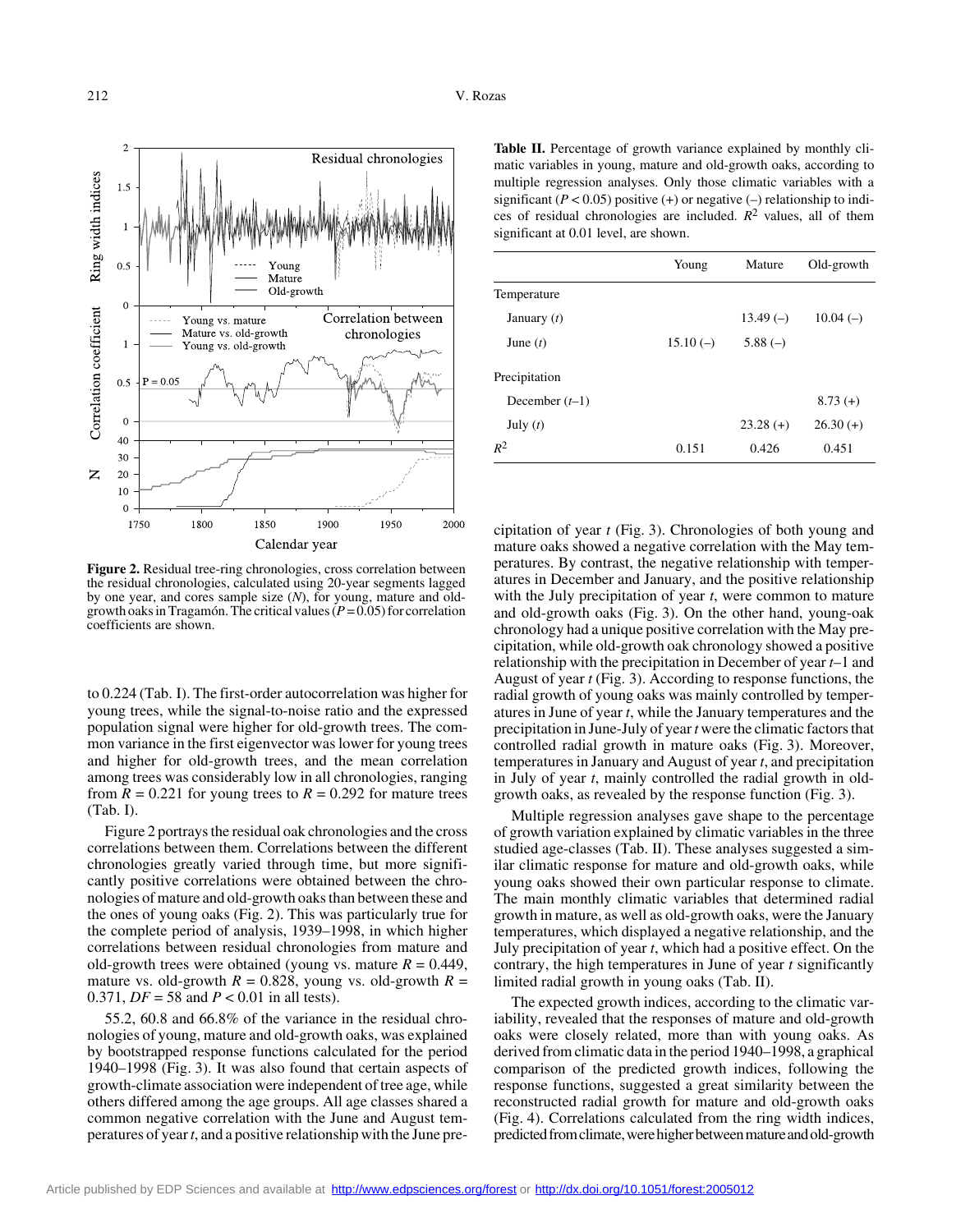Figure 2. Residual tree-ring chronologies, cross correlation between the residual chronologies, calculated using 20-year segments lagged by one year, and cores sample size ($N$), for young, mature and old-growth oaks in Tragamón. The critical values ($P = 0.05$) for correlation coefficients are shown.

to 0.224 (Tab. I). The first-order autocorrelation was higher for young trees, while the signal-to-noise ratio and the expressed population signal were higher for old-growth trees. The common variance in the first eigenvector was lower for young trees and higher for old-growth trees, and the mean correlation among trees was considerably low in all chronologies, ranging from $R = 0.221$ for young trees to $R = 0.292$ for mature trees (Tab. I).

Figure 2 portrays the residual oak chronologies and the cross correlations between them. Correlations between the different chronologies greatly varied through time, but more significantly positive correlations were obtained between the chronologies of mature and old-growth oaks than between these and the ones of young oaks (Fig. 2). This was particularly true for the complete period of analysis, 1939–1998, in which higher correlations between residual chronologies from mature and old-growth trees were obtained (young vs. mature $R = 0.449$, mature vs. old-growth $R = 0.828$, young vs. old-growth $R = 0.371$, $DF = 58$ and $P < 0.01$ in all tests).

55.2, 60.8 and 66.8% of the variance in the residual chronologies of young, mature and old-growth oaks, was explained by bootstrapped response functions calculated for the period 1940–1998 (Fig. 3). It was also found that certain aspects of growth-climate association were independent of tree age, while others differed among the age groups. All age classes shared a common negative correlation with the June and August temperatures of year *t*, and a positive relationship with the June precipitation of year *t* (Fig. 3). Chronologies of both young and mature oaks showed a negative correlation with the May temperatures. By contrast, the negative relationship with temperatures in December and January, and the positive relationship with the July precipitation of year *t*, were common to mature and old-growth oaks (Fig. 3). On the other hand, young-oak chronology had a unique positive correlation with the May precipitation, while old-growth oak chronology showed a positive relationship with the precipitation in December of year *t*–1 and August of year *t* (Fig. 3). According to response functions, the radial growth of young oaks was mainly controlled by temperatures in June of year *t*, while the January temperatures and the precipitation in June-July of year *t* were the climatic factors that controlled radial growth in mature oaks (Fig. 3). Moreover, temperatures in January and August of year *t*, and precipitation in July of year *t*, mainly controlled the radial growth in old-growth oaks, as revealed by the response function (Fig. 3).

**Table II.** Percentage of growth variance explained by monthly climatic variables in young, mature and old-growth oaks, according to multiple regression analyses. Only those climatic variables with a significant ($P < 0.05$) positive (+) or negative (–) relationship to indices of residual chronologies are included. $R^2$ values, all of them significant at 0.01 level, are shown.

| | Young | Mature | Old-growth |
|---|---|---|---|
| Temperature | | | |
| January (*t*) | | 13.49 (–) | 10.04 (–) |
| June (*t*) | 15.10 (–) | 5.88 (–) | |
| Precipitation | | | |
| December (*t*–1) | | | 8.73 (+) |
| July (*t*) | | 23.28 (+) | 26.30 (+) |
| $R^2$ | 0.151 | 0.426 | 0.451 |

Multiple regression analyses gave shape to the percentage of growth variation explained by climatic variables in the three studied age-classes (Tab. II). These analyses suggested a similar climatic response for mature and old-growth oaks, while young oaks showed their own particular response to climate. The main monthly climatic variables that determined radial growth in mature, as well as old-growth oaks, were the January temperatures, which displayed a negative relationship, and the July precipitation of year *t*, which had a positive effect. On the contrary, the high temperatures in June of year *t* significantly limited radial growth in young oaks (Tab. II).

The expected growth indices, according to the climatic variability, revealed that the responses of mature and old-growth oaks were closely related, more than with young oaks. As derived from climatic data in the period 1940–1998, a graphical comparison of the predicted growth indices, following the response functions, suggested a great similarity between the reconstructed radial growth for mature and old-growth oaks (Fig. 4). Correlations calculated from the ring width indices, predicted from climate, were higher between mature and old-growth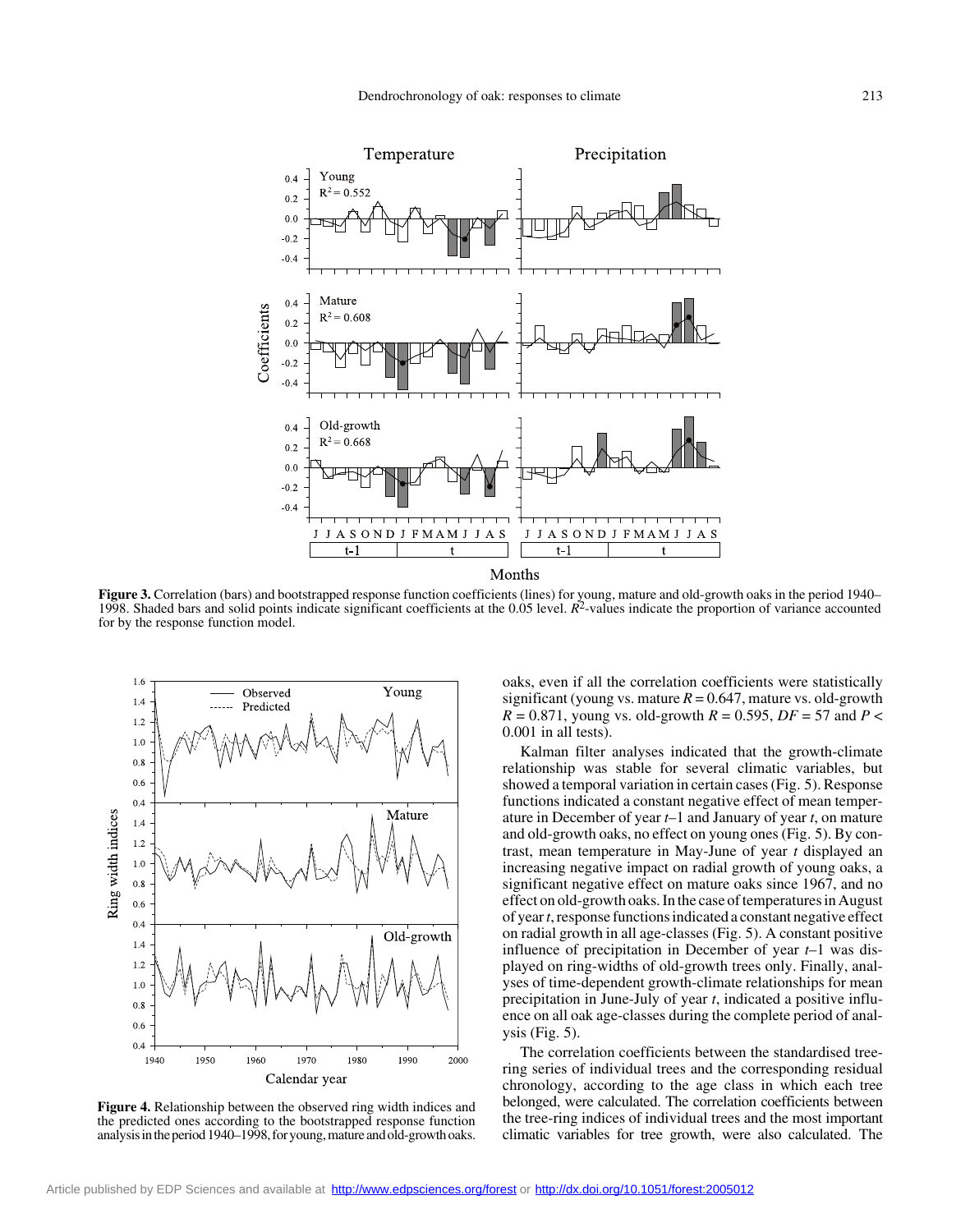**Figure 3.** Correlation (bars) and bootstrapped response function coefficients (lines) for young, mature and old-growth oaks in the period 1940–1998. Shaded bars and solid points indicate significant coefficients at the 0.05 level. $R^2$-values indicate the proportion of variance accounted for by the response function model.

**Figure 4.** Relationship between the observed ring width indices and the predicted ones according to the bootstrapped response function analysis in the period 1940–1998, for young, mature and old-growth oaks.

oaks, even if all the correlation coefficients were statistically significant (young vs. mature $R = 0.647$, mature vs. old-growth $R = 0.871$, young vs. old-growth $R = 0.595$, $DF = 57$ and $P < 0.001$ in all tests).

Kalman filter analyses indicated that the growth-climate relationship was stable for several climatic variables, but showed a temporal variation in certain cases (Fig. 5). Response functions indicated a constant negative effect of mean temperature in December of year $t$–1 and January of year $t$, on mature and old-growth oaks, no effect on young ones (Fig. 5). By contrast, mean temperature in May-June of year $t$ displayed an increasing negative impact on radial growth of young oaks, a significant negative effect on mature oaks since 1967, and no effect on old-growth oaks. In the case of temperatures in August of year $t$, response functions indicated a constant negative effect on radial growth in all age-classes (Fig. 5). A constant positive influence of precipitation in December of year $t$–1 was displayed on ring-widths of old-growth trees only. Finally, analyses of time-dependent growth-climate relationships for mean precipitation in June-July of year $t$, indicated a positive influence on all oak age-classes during the complete period of analysis (Fig. 5).

The correlation coefficients between the standardised tree-ring series of individual trees and the corresponding residual chronology, according to the age class in which each tree belonged, were calculated. The correlation coefficients between the tree-ring indices of individual trees and the most important climatic variables for tree growth, were also calculated. The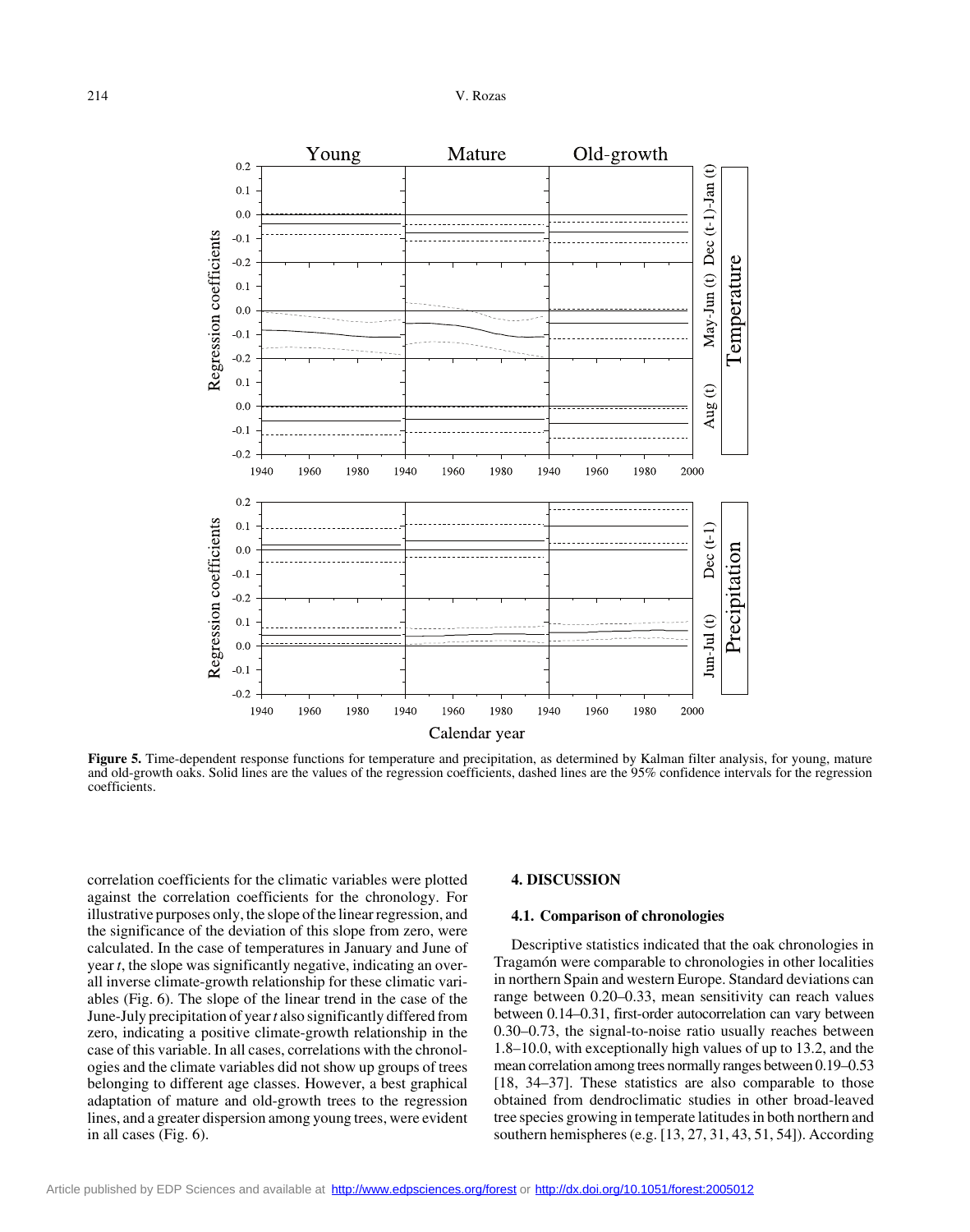Figure 5. Time-dependent response functions for temperature and precipitation, as determined by Kalman filter analysis, for young, mature and old-growth oaks. Solid lines are the values of the regression coefficients, dashed lines are the 95% confidence intervals for the regression coefficients.

correlation coefficients for the climatic variables were plotted against the correlation coefficients for the chronology. For illustrative purposes only, the slope of the linear regression, and the significance of the deviation of this slope from zero, were calculated. In the case of temperatures in January and June of year *t*, the slope was significantly negative, indicating an overall inverse climate-growth relationship for these climatic variables (Fig. 6). The slope of the linear trend in the case of the June-July precipitation of year *t* also significantly differed from zero, indicating a positive climate-growth relationship in the case of this variable. In all cases, correlations with the chronologies and the climate variables did not show up groups of trees belonging to different age classes. However, a best graphical adaptation of mature and old-growth trees to the regression lines, and a greater dispersion among young trees, were evident in all cases (Fig. 6).

## 4. DISCUSSION

### 4.1. Comparison of chronologies

Descriptive statistics indicated that the oak chronologies in Tragamón were comparable to chronologies in other localities in northern Spain and western Europe. Standard deviations can range between 0.20–0.33, mean sensitivity can reach values between 0.14–0.31, first-order autocorrelation can vary between 0.30–0.73, the signal-to-noise ratio usually reaches between 1.8–10.0, with exceptionally high values of up to 13.2, and the mean correlation among trees normally ranges between 0.19–0.53 [18, 34–37]. These statistics are also comparable to those obtained from dendroclimatic studies in other broad-leaved tree species growing in temperate latitudes in both northern and southern hemispheres (e.g. [13, 27, 31, 43, 51, 54]). According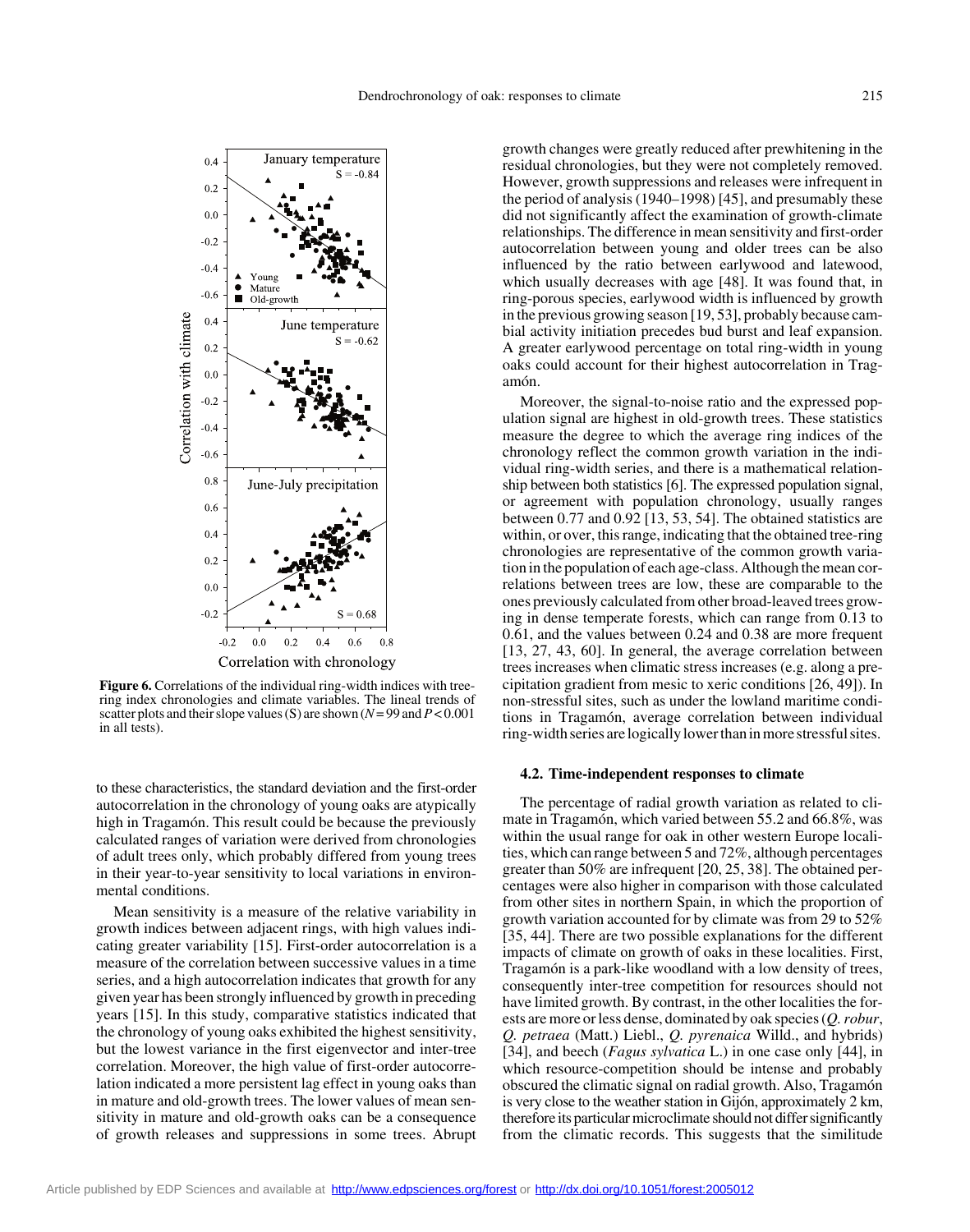**Figure 6.** Correlations of the individual ring-width indices with tree-ring index chronologies and climate variables. The lineal trends of scatter plots and their slope values (S) are shown ($N = 99$ and $P < 0.001$ in all tests).

to these characteristics, the standard deviation and the first-order autocorrelation in the chronology of young oaks are atypically high in Tragamón. This result could be because the previously calculated ranges of variation were derived from chronologies of adult trees only, which probably differed from young trees in their year-to-year sensitivity to local variations in environmental conditions.

Mean sensitivity is a measure of the relative variability in growth indices between adjacent rings, with high values indicating greater variability [15]. First-order autocorrelation is a measure of the correlation between successive values in a time series, and a high autocorrelation indicates that growth for any given year has been strongly influenced by growth in preceding years [15]. In this study, comparative statistics indicated that the chronology of young oaks exhibited the highest sensitivity, but the lowest variance in the first eigenvector and inter-tree correlation. Moreover, the high value of first-order autocorrelation indicated a more persistent lag effect in young oaks than in mature and old-growth trees. The lower values of mean sensitivity in mature and old-growth oaks can be a consequence of growth releases and suppressions in some trees. Abrupt growth changes were greatly reduced after prewhitening in the residual chronologies, but they were not completely removed. However, growth suppressions and releases were infrequent in the period of analysis (1940–1998) [45], and presumably these did not significantly affect the examination of growth-climate relationships. The difference in mean sensitivity and first-order autocorrelation between young and older trees can be also influenced by the ratio between earlywood and latewood, which usually decreases with age [48]. It was found that, in ring-porous species, earlywood width is influenced by growth in the previous growing season [19, 53], probably because cambial activity initiation precedes bud burst and leaf expansion. A greater earlywood percentage on total ring-width in young oaks could account for their highest autocorrelation in Tragamón.

Moreover, the signal-to-noise ratio and the expressed population signal are highest in old-growth trees. These statistics measure the degree to which the average ring indices of the chronology reflect the common growth variation in the individual ring-width series, and there is a mathematical relationship between both statistics [6]. The expressed population signal, or agreement with population chronology, usually ranges between 0.77 and 0.92 [13, 53, 54]. The obtained statistics are within, or over, this range, indicating that the obtained tree-ring chronologies are representative of the common growth variation in the population of each age-class. Although the mean correlations between trees are low, these are comparable to the ones previously calculated from other broad-leaved trees growing in dense temperate forests, which can range from 0.13 to 0.61, and the values between 0.24 and 0.38 are more frequent [13, 27, 43, 60]. In general, the average correlation between trees increases when climatic stress increases (e.g. along a precipitation gradient from mesic to xeric conditions [26, 49]). In non-stressful sites, such as under the lowland maritime conditions in Tragamón, average correlation between individual ring-width series are logically lower than in more stressful sites.

### 4.2. Time-independent responses to climate

The percentage of radial growth variation as related to climate in Tragamón, which varied between 55.2 and 66.8%, was within the usual range for oak in other western Europe localities, which can range between 5 and 72%, although percentages greater than 50% are infrequent [20, 25, 38]. The obtained percentages were also higher in comparison with those calculated from other sites in northern Spain, in which the proportion of growth variation accounted for by climate was from 29 to 52% [35, 44]. There are two possible explanations for the different impacts of climate on growth of oaks in these localities. First, Tragamón is a park-like woodland with a low density of trees, consequently inter-tree competition for resources should not have limited growth. By contrast, in the other localities the forests are more or less dense, dominated by oak species (*Q. robur*, *Q. petraea* (Matt.) Liebl., *Q. pyrenaica* Willd., and hybrids) [34], and beech (*Fagus sylvatica* L.) in one case only [44], in which resource-competition should be intense and probably obscured the climatic signal on radial growth. Also, Tragamón is very close to the weather station in Gijón, approximately 2 km, therefore its particular microclimate should not differ significantly from the climatic records. This suggests that the similitude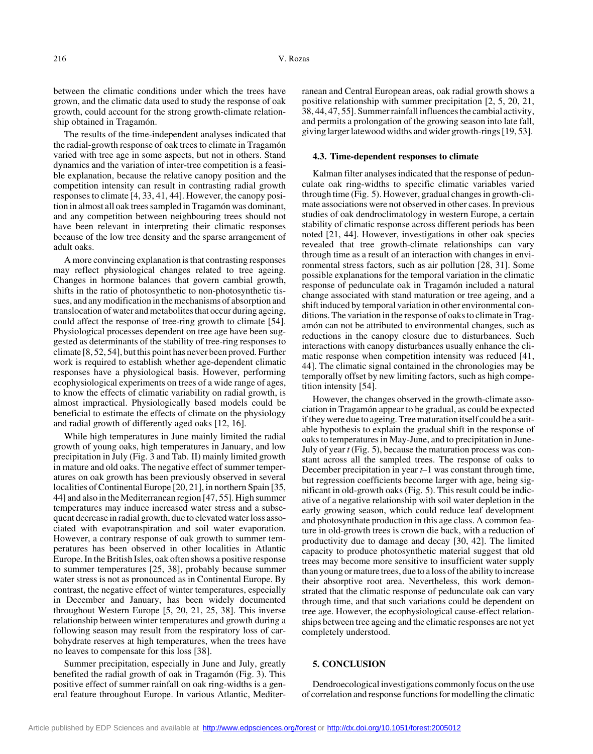between the climatic conditions under which the trees have grown, and the climatic data used to study the response of oak growth, could account for the strong growth-climate relationship obtained in Tragamón.

The results of the time-independent analyses indicated that the radial-growth response of oak trees to climate in Tragamón varied with tree age in some aspects, but not in others. Stand dynamics and the variation of inter-tree competition is a feasible explanation, because the relative canopy position and the competition intensity can result in contrasting radial growth responses to climate [4, 33, 41, 44]. However, the canopy position in almost all oak trees sampled in Tragamón was dominant, and any competition between neighbouring trees should not have been relevant in interpreting their climatic responses because of the low tree density and the sparse arrangement of adult oaks.

A more convincing explanation is that contrasting responses may reflect physiological changes related to tree ageing. Changes in hormone balances that govern cambial growth, shifts in the ratio of photosynthetic to non-photosynthetic tissues, and any modification in the mechanisms of absorption and translocation of water and metabolites that occur during ageing, could affect the response of tree-ring growth to climate [54]. Physiological processes dependent on tree age have been suggested as determinants of the stability of tree-ring responses to climate [8, 52, 54], but this point has never been proved. Further work is required to establish whether age-dependent climatic responses have a physiological basis. However, performing ecophysiological experiments on trees of a wide range of ages, to know the effects of climatic variability on radial growth, is almost impractical. Physiologically based models could be beneficial to estimate the effects of climate on the physiology and radial growth of differently aged oaks [12, 16].

While high temperatures in June mainly limited the radial growth of young oaks, high temperatures in January, and low precipitation in July (Fig. 3 and Tab. II) mainly limited growth in mature and old oaks. The negative effect of summer temperatures on oak growth has been previously observed in several localities of Continental Europe [20, 21], in northern Spain [35, 44] and also in the Mediterranean region [47, 55]. High summer temperatures may induce increased water stress and a subsequent decrease in radial growth, due to elevated water loss associated with evapotranspiration and soil water evaporation. However, a contrary response of oak growth to summer temperatures has been observed in other localities in Atlantic Europe. In the British Isles, oak often shows a positive response to summer temperatures [25, 38], probably because summer water stress is not as pronounced as in Continental Europe. By contrast, the negative effect of winter temperatures, especially in December and January, has been widely documented throughout Western Europe [5, 20, 21, 25, 38]. This inverse relationship between winter temperatures and growth during a following season may result from the respiratory loss of carbohydrate reserves at high temperatures, when the trees have no leaves to compensate for this loss [38].

Summer precipitation, especially in June and July, greatly benefited the radial growth of oak in Tragamón (Fig. 3). This positive effect of summer rainfall on oak ring-widths is a general feature throughout Europe. In various Atlantic, Mediterranean and Central European areas, oak radial growth shows a positive relationship with summer precipitation [2, 5, 20, 21, 38, 44, 47, 55]. Summer rainfall influences the cambial activity, and permits a prolongation of the growing season into late fall, giving larger latewood widths and wider growth-rings [19, 53].

### 4.3. Time-dependent responses to climate

Kalman filter analyses indicated that the response of pedunculate oak ring-widths to specific climatic variables varied through time (Fig. 5). However, gradual changes in growth-climate associations were not observed in other cases. In previous studies of oak dendroclimatology in western Europe, a certain stability of climatic response across different periods has been noted [21, 44]. However, investigations in other oak species revealed that tree growth-climate relationships can vary through time as a result of an interaction with changes in environmental stress factors, such as air pollution [28, 31]. Some possible explanations for the temporal variation in the climatic response of pedunculate oak in Tragamón included a natural change associated with stand maturation or tree ageing, and a shift induced by temporal variation in other environmental conditions. The variation in the response of oaks to climate in Tragamón can not be attributed to environmental changes, such as reductions in the canopy closure due to disturbances. Such interactions with canopy disturbances usually enhance the climatic response when competition intensity was reduced [41, 44]. The climatic signal contained in the chronologies may be temporally offset by new limiting factors, such as high competition intensity [54].

However, the changes observed in the growth-climate association in Tragamón appear to be gradual, as could be expected if they were due to ageing. Tree maturation itself could be a suitable hypothesis to explain the gradual shift in the response of oaks to temperatures in May-June, and to precipitation in June-July of year *t* (Fig. 5), because the maturation process was constant across all the sampled trees. The response of oaks to December precipitation in year *t*–1 was constant through time, but regression coefficients become larger with age, being significant in old-growth oaks (Fig. 5). This result could be indicative of a negative relationship with soil water depletion in the early growing season, which could reduce leaf development and photosynthate production in this age class. A common feature in old-growth trees is crown die back, with a reduction of productivity due to damage and decay [30, 42]. The limited capacity to produce photosynthetic material suggest that old trees may become more sensitive to insufficient water supply than young or mature trees, due to a loss of the ability to increase their absorptive root area. Nevertheless, this work demonstrated that the climatic response of pedunculate oak can vary through time, and that such variations could be dependent on tree age. However, the ecophysiological cause-effect relationships between tree ageing and the climatic responses are not yet completely understood.

## 5. CONCLUSION

Dendroecological investigations commonly focus on the use of correlation and response functions for modelling the climatic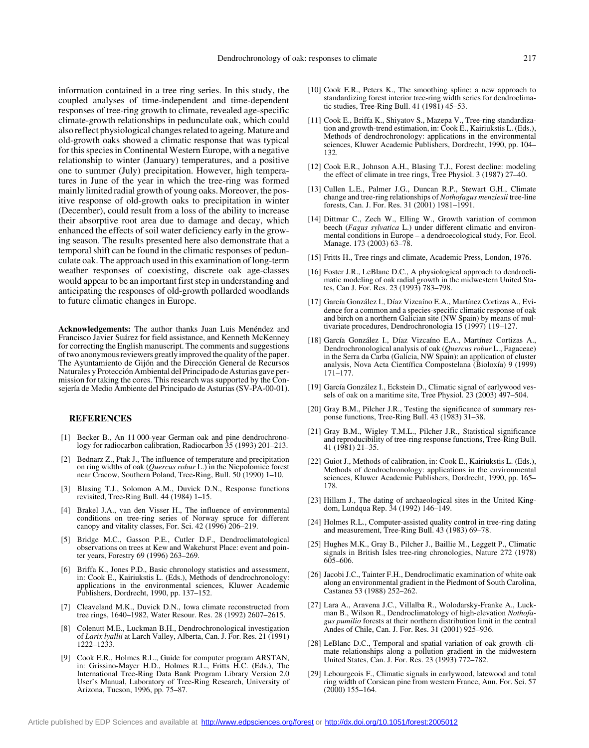information contained in a tree ring series. In this study, the coupled analyses of time-independent and time-dependent responses of tree-ring growth to climate, revealed age-specific climate-growth relationships in pedunculate oak, which could also reflect physiological changes related to ageing. Mature and old-growth oaks showed a climatic response that was typical for this species in Continental Western Europe, with a negative relationship to winter (January) temperatures, and a positive one to summer (July) precipitation. However, high temperatures in June of the year in which the tree-ring was formed mainly limited radial growth of young oaks. Moreover, the positive response of old-growth oaks to precipitation in winter (December), could result from a loss of the ability to increase their absorptive root area due to damage and decay, which enhanced the effects of soil water deficiency early in the growing season. The results presented here also demonstrate that a temporal shift can be found in the climatic responses of pedunculate oak. The approach used in this examination of long-term weather responses of coexisting, discrete oak age-classes would appear to be an important first step in understanding and anticipating the responses of old-growth pollarded woodlands to future climatic changes in Europe.

**Acknowledgements:** The author thanks Juan Luis Menéndez and Francisco Javier Suárez for field assistance, and Kenneth McKenney for correcting the English manuscript. The comments and suggestions of two anonymous reviewers greatly improved the quality of the paper. The Ayuntamiento de Gijón and the Dirección General de Recursos Naturales y Protección Ambiental del Principado de Asturias gave permission for taking the cores. This research was supported by the Consejería de Medio Ambiente del Principado de Asturias (SV-PA-00-01).

## REFERENCES

[1] Becker B., An 11 000-year German oak and pine dendrochronology for radiocarbon calibration, Radiocarbon 35 (1993) 201–213.

[2] Bednarz Z., Ptak J., The influence of temperature and precipitation on ring widths of oak (*Quercus robur* L.) in the Niepolomice forest near Cracow, Southern Poland, Tree-Ring, Bull. 50 (1990) 1–10.

[3] Blasing T.J., Solomon A.M., Duvick D.N., Response functions revisited, Tree-Ring Bull. 44 (1984) 1–15.

[4] Brakel J.A., van den Visser H., The influence of environmental conditions on tree-ring series of Norway spruce for different canopy and vitality classes, For. Sci. 42 (1996) 206–219.

[5] Bridge M.C., Gasson P.E., Cutler D.F., Dendroclimatological observations on trees at Kew and Wakehurst Place: event and pointer years, Forestry 69 (1996) 263–269.

[6] Briffa K., Jones P.D., Basic chronology statistics and assessment, in: Cook E., Kairiukstis L. (Eds.), Methods of dendrochronology: applications in the environmental sciences, Kluwer Academic Publishers, Dordrecht, 1990, pp. 137–152.

[7] Cleaveland M.K., Duvick D.N., Iowa climate reconstructed from tree rings, 1640–1982, Water Resour. Res. 28 (1992) 2607–2615.

[8] Colenutt M.E., Luckman B.H., Dendrochronological investigation of *Larix lyallii* at Larch Valley, Alberta, Can. J. For. Res. 21 (1991) 1222–1233.

[9] Cook E.R., Holmes R.L., Guide for computer program ARSTAN, in: Grissino-Mayer H.D., Holmes R.L., Fritts H.C. (Eds.), The International Tree-Ring Data Bank Program Library Version 2.0 User's Manual, Laboratory of Tree-Ring Research, University of Arizona, Tucson, 1996, pp. 75–87.

[10] Cook E.R., Peters K., The smoothing spline: a new approach to standardizing forest interior tree-ring width series for dendroclimatic studies, Tree-Ring Bull. 41 (1981) 45–53.

[11] Cook E., Briffa K., Shiyatov S., Mazepa V., Tree-ring standardization and growth-trend estimation, in: Cook E., Kairiukstis L. (Eds.), Methods of dendrochronology: applications in the environmental sciences, Kluwer Academic Publishers, Dordrecht, 1990, pp. 104–132.

[12] Cook E.R., Johnson A.H., Blasing T.J., Forest decline: modeling the effect of climate in tree rings, Tree Physiol. 3 (1987) 27–40.

[13] Cullen L.E., Palmer J.G., Duncan R.P., Stewart G.H., Climate change and tree-ring relationships of *Nothofagus menziesii* tree-line forests, Can. J. For. Res. 31 (2001) 1981–1991.

[14] Dittmar C., Zech W., Elling W., Growth variation of common beech (*Fagus sylvatica* L.) under different climatic and environmental conditions in Europe – a dendroecological study, For. Ecol. Manage. 173 (2003) 63–78.

[15] Fritts H., Tree rings and climate, Academic Press, London, 1976.

[16] Foster J.R., LeBlanc D.C., A physiological approach to dendroclimatic modeling of oak radial growth in the midwestern United States, Can J. For. Res. 23 (1993) 783–798.

[17] García González I., Díaz Vizcaíno E.A., Martínez Cortizas A., Evidence for a common and a species-specific climatic response of oak and birch on a northern Galician site (NW Spain) by means of multivariate procedures, Dendrochronologia 15 (1997) 119–127.

[18] García González I., Díaz Vizcaíno E.A., Martínez Cortizas A., Dendrochronological analysis of oak (*Quercus robur* L., Fagaceae) in the Serra da Carba (Galicia, NW Spain): an application of cluster analysis, Nova Acta Científica Compostelana (Bioloxía) 9 (1999) 171–177.

[19] García González I., Eckstein D., Climatic signal of earlywood vessels of oak on a maritime site, Tree Physiol. 23 (2003) 497–504.

[20] Gray B.M., Pilcher J.R., Testing the significance of summary response functions, Tree-Ring Bull. 43 (1983) 31–38.

[21] Gray B.M., Wigley T.M.L., Pilcher J.R., Statistical significance and reproducibility of tree-ring response functions, Tree-Ring Bull. 41 (1981) 21–35.

[22] Guiot J., Methods of calibration, in: Cook E., Kairiukstis L. (Eds.), Methods of dendrochronology: applications in the environmental sciences, Kluwer Academic Publishers, Dordrecht, 1990, pp. 165–178.

[23] Hillam J., The dating of archaeological sites in the United Kingdom, Lundqua Rep. 34 (1992) 146–149.

[24] Holmes R.L., Computer-assisted quality control in tree-ring dating and measurement, Tree-Ring Bull. 43 (1983) 69–78.

[25] Hughes M.K., Gray B., Pilcher J., Baillie M., Leggett P., Climatic signals in British Isles tree-ring chronologies, Nature 272 (1978) 605–606.

[26] Jacobi J.C., Tainter F.H., Dendroclimatic examination of white oak along an environmental gradient in the Piedmont of South Carolina, Castanea 53 (1988) 252–262.

[27] Lara A., Aravena J.C., Villalba R., Wolodarsky-Franke A., Luckman B., Wilson R., Dendroclimatology of high-elevation *Nothofagus pumilio* forests at their northern distribution limit in the central Andes of Chile, Can. J. For. Res. 31 (2001) 925–936.

[28] LeBlanc D.C., Temporal and spatial variation of oak growth–climate relationships along a pollution gradient in the midwestern United States, Can. J. For. Res. 23 (1993) 772–782.

[29] Lebourgeois F., Climatic signals in earlywood, latewood and total ring width of Corsican pine from western France, Ann. For. Sci. 57 (2000) 155–164.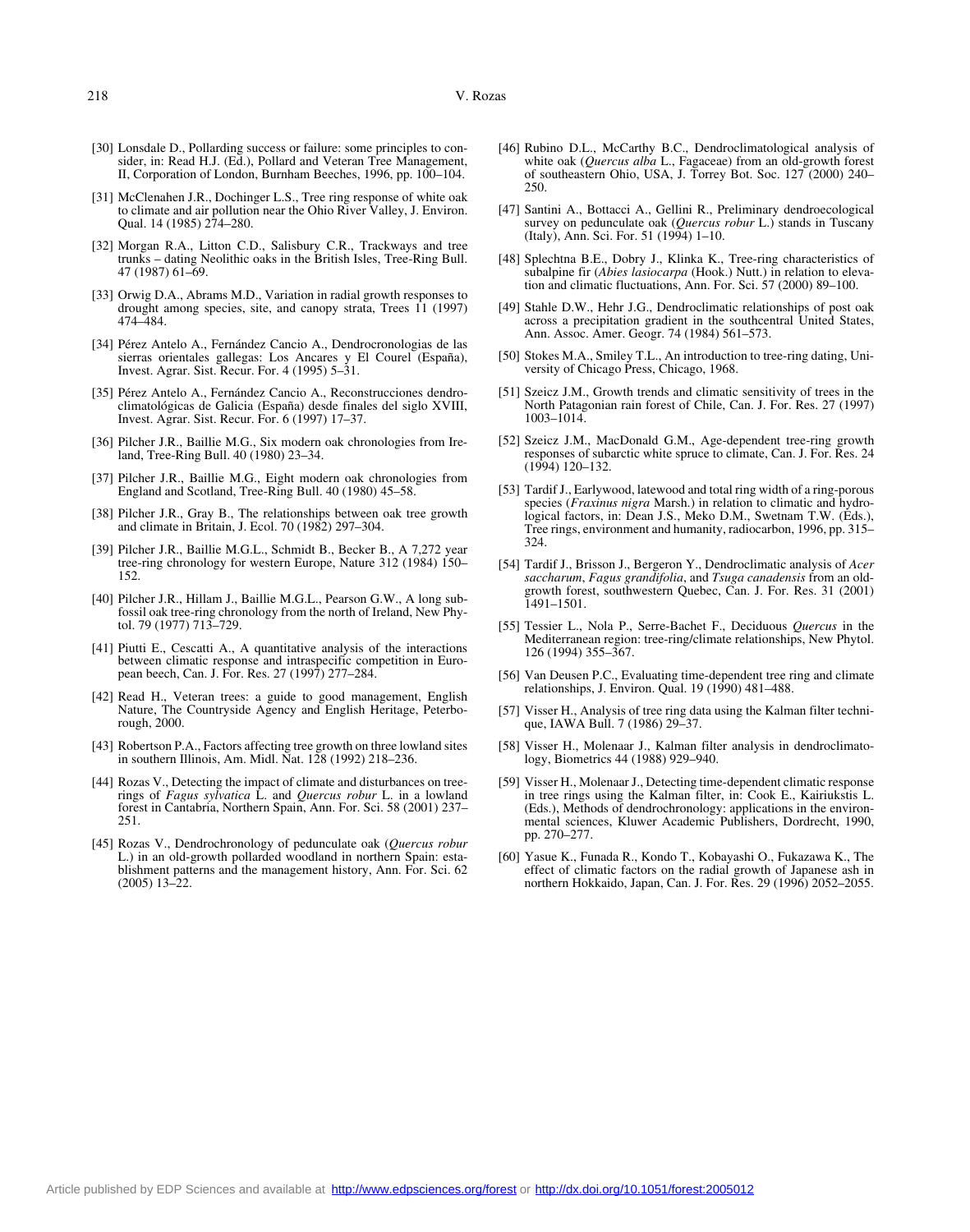[30] Lonsdale D., Pollarding success or failure: some principles to consider, in: Read H.J. (Ed.), Pollard and Veteran Tree Management, II, Corporation of London, Burnham Beeches, 1996, pp. 100–104.

[31] McClenahen J.R., Dochinger L.S., Tree ring response of white oak to climate and air pollution near the Ohio River Valley, J. Environ. Qual. 14 (1985) 274–280.

[32] Morgan R.A., Litton C.D., Salisbury C.R., Trackways and tree trunks – dating Neolithic oaks in the British Isles, Tree-Ring Bull. 47 (1987) 61–69.

[33] Orwig D.A., Abrams M.D., Variation in radial growth responses to drought among species, site, and canopy strata, Trees 11 (1997) 474–484.

[34] Pérez Antelo A., Fernández Cancio A., Dendrocronologias de las sierras orientales gallegas: Los Ancares y El Courel (España), Invest. Agrar. Sist. Recur. For. 4 (1995) 5–31.

[35] Pérez Antelo A., Fernández Cancio A., Reconstrucciones dendroclimatológicas de Galicia (España) desde finales del siglo XVIII, Invest. Agrar. Sist. Recur. For. 6 (1997) 17–37.

[36] Pilcher J.R., Baillie M.G., Six modern oak chronologies from Ireland, Tree-Ring Bull. 40 (1980) 23–34.

[37] Pilcher J.R., Baillie M.G., Eight modern oak chronologies from England and Scotland, Tree-Ring Bull. 40 (1980) 45–58.

[38] Pilcher J.R., Gray B., The relationships between oak tree growth and climate in Britain, J. Ecol. 70 (1982) 297–304.

[39] Pilcher J.R., Baillie M.G.L., Schmidt B., Becker B., A 7,272 year tree-ring chronology for western Europe, Nature 312 (1984) 150–152.

[40] Pilcher J.R., Hillam J., Baillie M.G.L., Pearson G.W., A long subfossil oak tree-ring chronology from the north of Ireland, New Phytol. 79 (1977) 713–729.

[41] Piutti E., Cescatti A., A quantitative analysis of the interactions between climatic response and intraspecific competition in European beech, Can. J. For. Res. 27 (1997) 277–284.

[42] Read H., Veteran trees: a guide to good management, English Nature, The Countryside Agency and English Heritage, Peterborough, 2000.

[43] Robertson P.A., Factors affecting tree growth on three lowland sites in southern Illinois, Am. Midl. Nat. 128 (1992) 218–236.

[44] Rozas V., Detecting the impact of climate and disturbances on tree-rings of *Fagus sylvatica* L. and *Quercus robur* L. in a lowland forest in Cantabria, Northern Spain, Ann. For. Sci. 58 (2001) 237–251.

[45] Rozas V., Dendrochronology of pedunculate oak (*Quercus robur* L.) in an old-growth pollarded woodland in northern Spain: establishment patterns and the management history, Ann. For. Sci. 62 (2005) 13–22.

[46] Rubino D.L., McCarthy B.C., Dendroclimatological analysis of white oak (*Quercus alba* L., Fagaceae) from an old-growth forest of southeastern Ohio, USA, J. Torrey Bot. Soc. 127 (2000) 240–250.

[47] Santini A., Bottacci A., Gellini R., Preliminary dendroecological survey on pedunculate oak (*Quercus robur* L.) stands in Tuscany (Italy), Ann. Sci. For. 51 (1994) 1–10.

[48] Splechtna B.E., Dobry J., Klinka K., Tree-ring characteristics of subalpine fir (*Abies lasiocarpa* (Hook.) Nutt.) in relation to elevation and climatic fluctuations, Ann. For. Sci. 57 (2000) 89–100.

[49] Stahle D.W., Hehr J.G., Dendroclimatic relationships of post oak across a precipitation gradient in the southcentral United States, Ann. Assoc. Amer. Geogr. 74 (1984) 561–573.

[50] Stokes M.A., Smiley T.L., An introduction to tree-ring dating, University of Chicago Press, Chicago, 1968.

[51] Szeicz J.M., Growth trends and climatic sensitivity of trees in the North Patagonian rain forest of Chile, Can. J. For. Res. 27 (1997) 1003–1014.

[52] Szeicz J.M., MacDonald G.M., Age-dependent tree-ring growth responses of subarctic white spruce to climate, Can. J. For. Res. 24 (1994) 120–132.

[53] Tardif J., Earlywood, latewood and total ring width of a ring-porous species (*Fraxinus nigra* Marsh.) in relation to climatic and hydrological factors, in: Dean J.S., Meko D.M., Swetnam T.W. (Eds.), Tree rings, environment and humanity, radiocarbon, 1996, pp. 315–324.

[54] Tardif J., Brisson J., Bergeron Y., Dendroclimatic analysis of *Acer saccharum*, *Fagus grandifolia*, and *Tsuga canadensis* from an old-growth forest, southwestern Quebec, Can. J. For. Res. 31 (2001) 1491–1501.

[55] Tessier L., Nola P., Serre-Bachet F., Deciduous *Quercus* in the Mediterranean region: tree-ring/climate relationships, New Phytol. 126 (1994) 355–367.

[56] Van Deusen P.C., Evaluating time-dependent tree ring and climate relationships, J. Environ. Qual. 19 (1990) 481–488.

[57] Visser H., Analysis of tree ring data using the Kalman filter technique, IAWA Bull. 7 (1986) 29–37.

[58] Visser H., Molenaar J., Kalman filter analysis in dendroclimatology, Biometrics 44 (1988) 929–940.

[59] Visser H., Molenaar J., Detecting time-dependent climatic response in tree rings using the Kalman filter, in: Cook E., Kairiukstis L. (Eds.), Methods of dendrochronology: applications in the environmental sciences, Kluwer Academic Publishers, Dordrecht, 1990, pp. 270–277.

[60] Yasue K., Funada R., Kondo T., Kobayashi O., Fukazawa K., The effect of climatic factors on the radial growth of Japanese ash in northern Hokkaido, Japan, Can. J. For. Res. 29 (1996) 2052–2055.